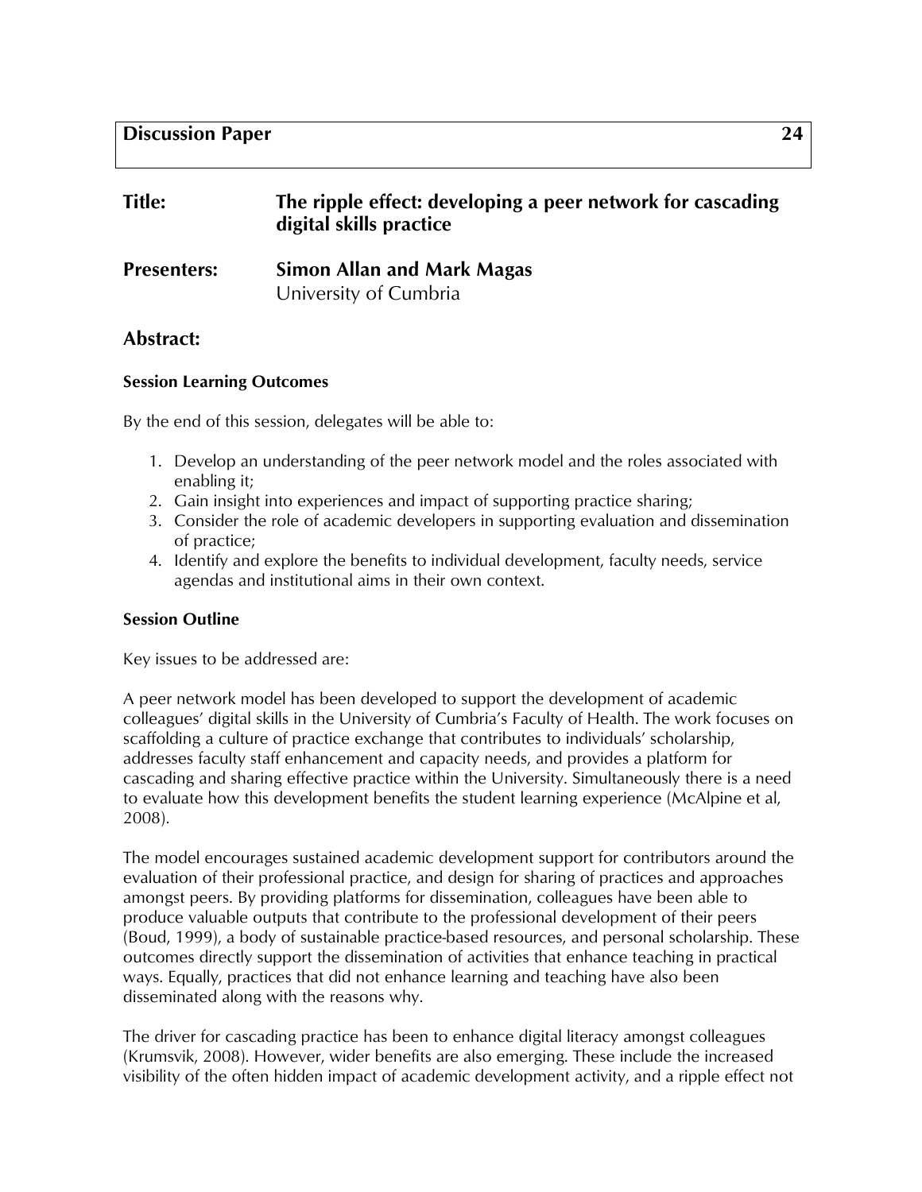**Discussion Paper** **24**

**Title:** **The ripple effect: developing a peer network for cascading digital skills practice**

**Presenters:** **Simon Allan and Mark Magas**
University of Cumbria

## Abstract:

### Session Learning Outcomes

By the end of this session, delegates will be able to:

1. Develop an understanding of the peer network model and the roles associated with enabling it;
2. Gain insight into experiences and impact of supporting practice sharing;
3. Consider the role of academic developers in supporting evaluation and dissemination of practice;
4. Identify and explore the benefits to individual development, faculty needs, service agendas and institutional aims in their own context.

### Session Outline

Key issues to be addressed are:

A peer network model has been developed to support the development of academic colleagues' digital skills in the University of Cumbria's Faculty of Health. The work focuses on scaffolding a culture of practice exchange that contributes to individuals' scholarship, addresses faculty staff enhancement and capacity needs, and provides a platform for cascading and sharing effective practice within the University. Simultaneously there is a need to evaluate how this development benefits the student learning experience (McAlpine et al, 2008).

The model encourages sustained academic development support for contributors around the evaluation of their professional practice, and design for sharing of practices and approaches amongst peers. By providing platforms for dissemination, colleagues have been able to produce valuable outputs that contribute to the professional development of their peers (Boud, 1999), a body of sustainable practice-based resources, and personal scholarship. These outcomes directly support the dissemination of activities that enhance teaching in practical ways. Equally, practices that did not enhance learning and teaching have also been disseminated along with the reasons why.

The driver for cascading practice has been to enhance digital literacy amongst colleagues (Krumsvik, 2008). However, wider benefits are also emerging. These include the increased visibility of the often hidden impact of academic development activity, and a ripple effect not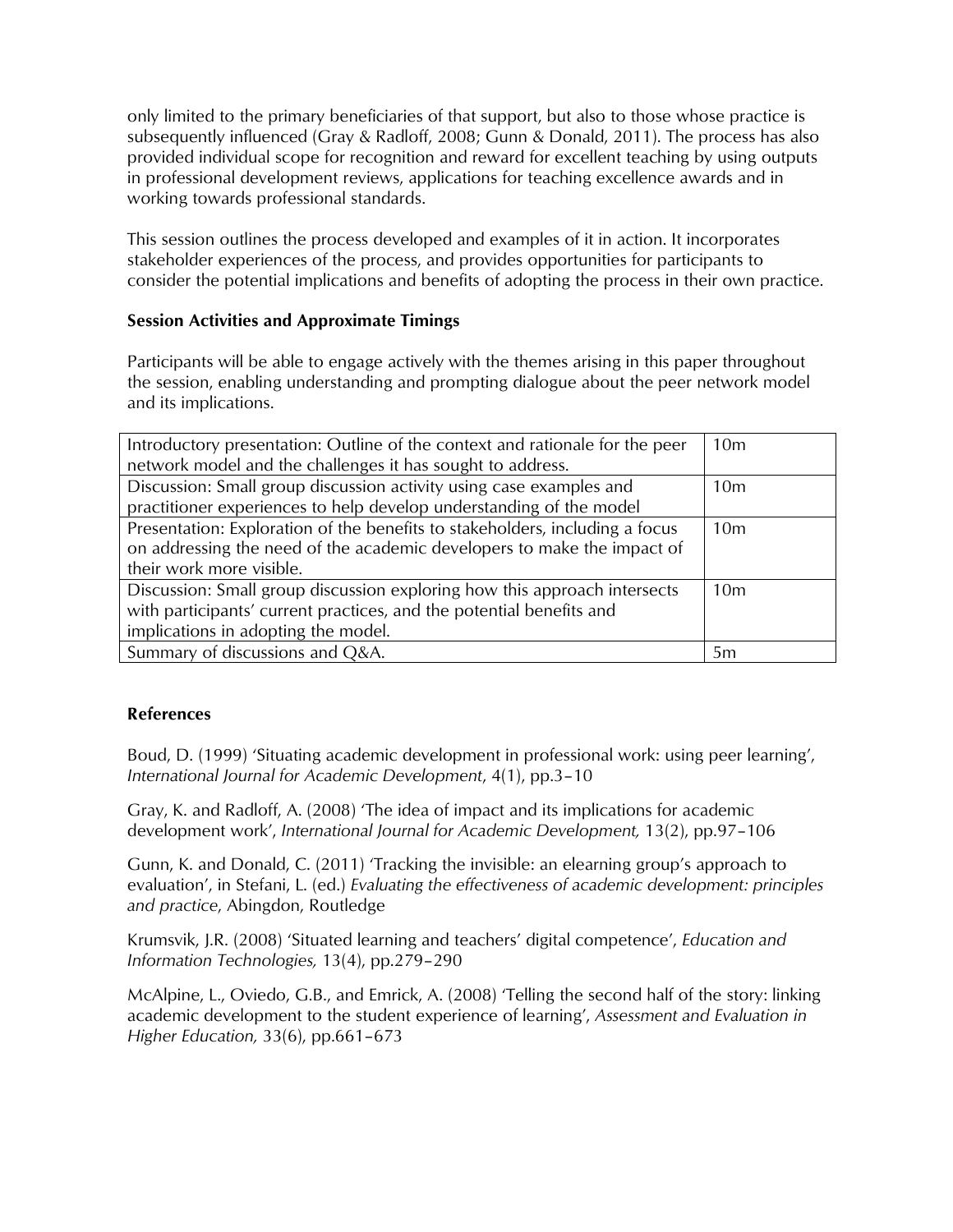only limited to the primary beneficiaries of that support, but also to those whose practice is subsequently influenced (Gray & Radloff, 2008; Gunn & Donald, 2011). The process has also provided individual scope for recognition and reward for excellent teaching by using outputs in professional development reviews, applications for teaching excellence awards and in working towards professional standards.

This session outlines the process developed and examples of it in action. It incorporates stakeholder experiences of the process, and provides opportunities for participants to consider the potential implications and benefits of adopting the process in their own practice.

**Session Activities and Approximate Timings**

Participants will be able to engage actively with the themes arising in this paper throughout the session, enabling understanding and prompting dialogue about the peer network model and its implications.

| | |
|---|---|
| Introductory presentation: Outline of the context and rationale for the peer network model and the challenges it has sought to address. | 10m |
| Discussion: Small group discussion activity using case examples and practitioner experiences to help develop understanding of the model | 10m |
| Presentation: Exploration of the benefits to stakeholders, including a focus on addressing the need of the academic developers to make the impact of their work more visible. | 10m |
| Discussion: Small group discussion exploring how this approach intersects with participants' current practices, and the potential benefits and implications in adopting the model. | 10m |
| Summary of discussions and Q&A. | 5m |

**References**

Boud, D. (1999) 'Situating academic development in professional work: using peer learning', *International Journal for Academic Development*, 4(1), pp.3–10

Gray, K. and Radloff, A. (2008) 'The idea of impact and its implications for academic development work', *International Journal for Academic Development,* 13(2), pp.97–106

Gunn, K. and Donald, C. (2011) 'Tracking the invisible: an elearning group's approach to evaluation', in Stefani, L. (ed.) *Evaluating the effectiveness of academic development: principles and practice*, Abingdon, Routledge

Krumsvik, J.R. (2008) 'Situated learning and teachers' digital competence', *Education and Information Technologies,* 13(4), pp.279–290

McAlpine, L., Oviedo, G.B., and Emrick, A. (2008) 'Telling the second half of the story: linking academic development to the student experience of learning', *Assessment and Evaluation in Higher Education,* 33(6), pp.661–673